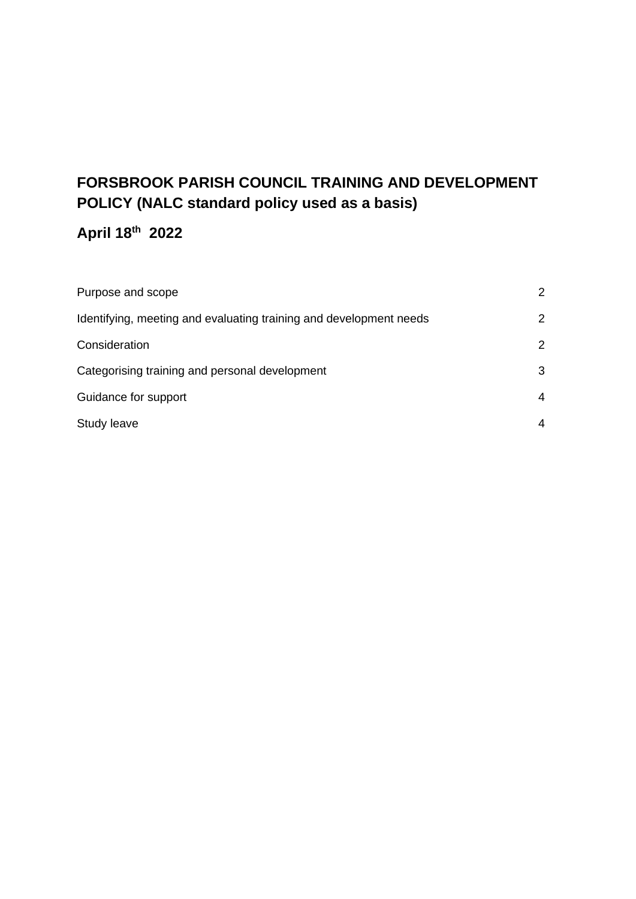# FORSBROOK PARISH COUNCIL TRAINING AND DEVELOPMENT POLICY (NALC standard policy used as a basis)

## April 18th 2022

| | |
|---|---|
| Purpose and scope | 2 |
| Identifying, meeting and evaluating training and development needs | 2 |
| Consideration | 2 |
| Categorising training and personal development | 3 |
| Guidance for support | 4 |
| Study leave | 4 |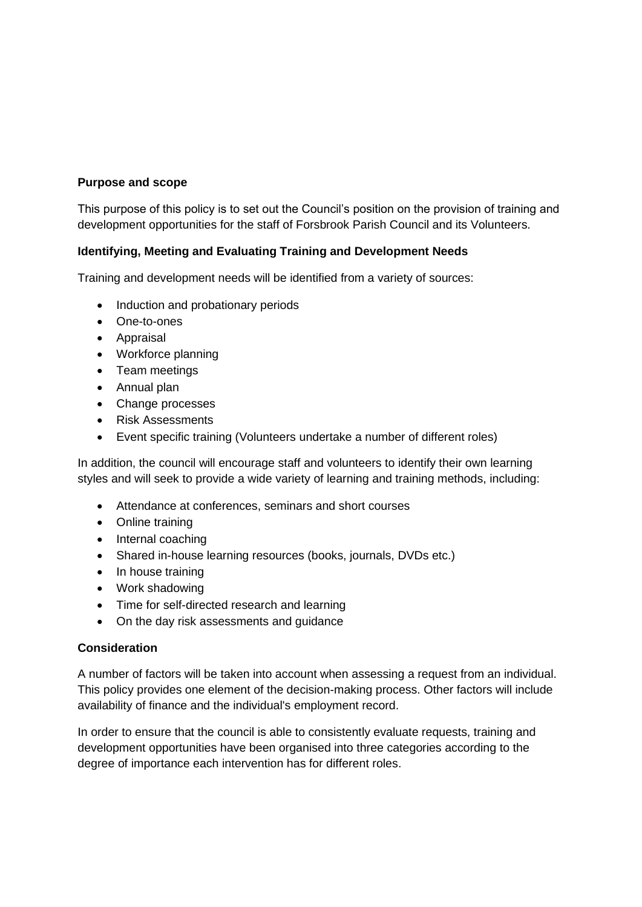**Purpose and scope**

This purpose of this policy is to set out the Council's position on the provision of training and development opportunities for the staff of Forsbrook Parish Council and its Volunteers.

**Identifying, Meeting and Evaluating Training and Development Needs**

Training and development needs will be identified from a variety of sources:

- Induction and probationary periods
- One-to-ones
- Appraisal
- Workforce planning
- Team meetings
- Annual plan
- Change processes
- Risk Assessments
- Event specific training (Volunteers undertake a number of different roles)

In addition, the council will encourage staff and volunteers to identify their own learning styles and will seek to provide a wide variety of learning and training methods, including:

- Attendance at conferences, seminars and short courses
- Online training
- Internal coaching
- Shared in-house learning resources (books, journals, DVDs etc.)
- In house training
- Work shadowing
- Time for self-directed research and learning
- On the day risk assessments and guidance

**Consideration**

A number of factors will be taken into account when assessing a request from an individual. This policy provides one element of the decision-making process. Other factors will include availability of finance and the individual's employment record.

In order to ensure that the council is able to consistently evaluate requests, training and development opportunities have been organised into three categories according to the degree of importance each intervention has for different roles.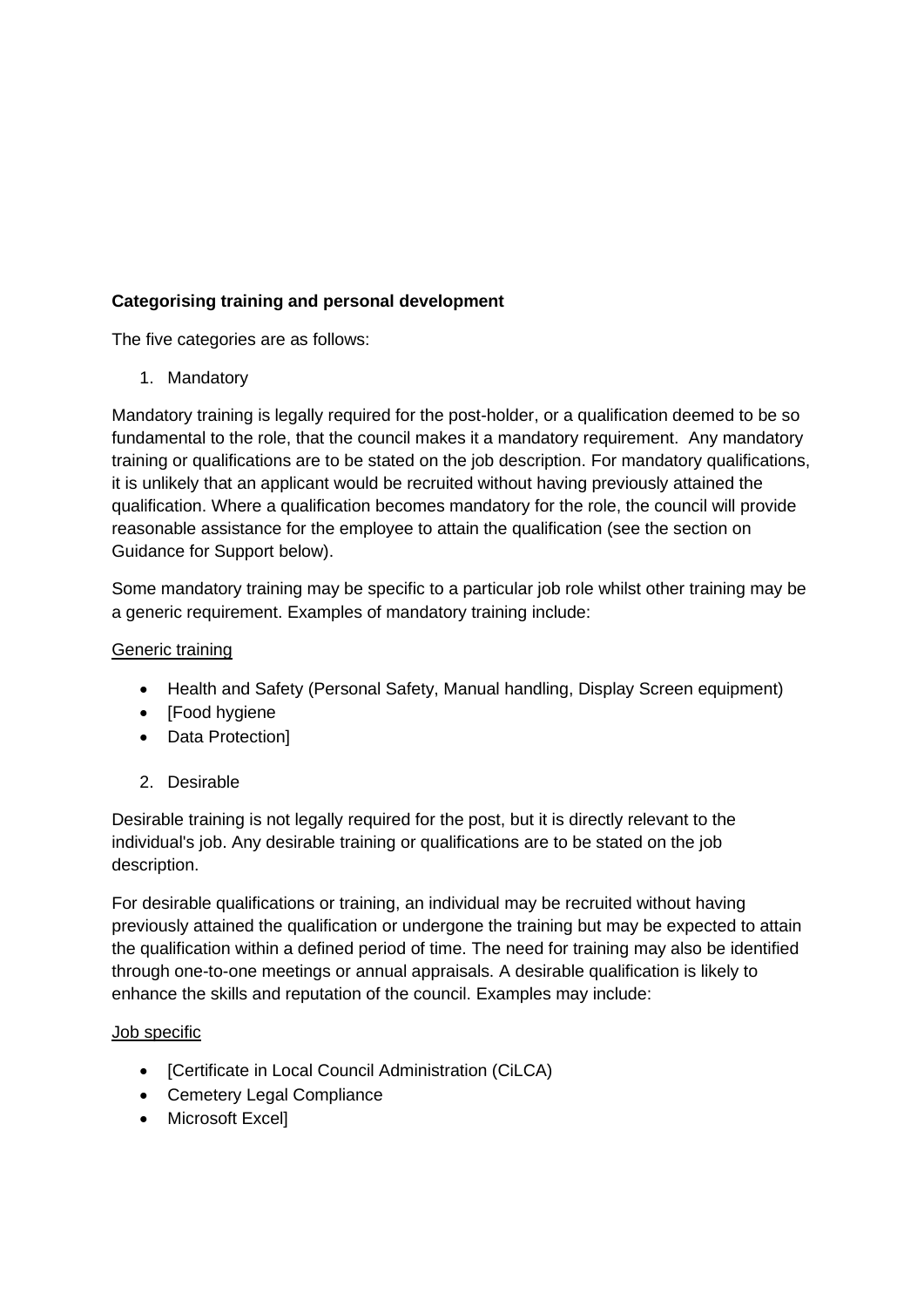**Categorising training and personal development**

The five categories are as follows:

1. Mandatory

Mandatory training is legally required for the post-holder, or a qualification deemed to be so fundamental to the role, that the council makes it a mandatory requirement. Any mandatory training or qualifications are to be stated on the job description. For mandatory qualifications, it is unlikely that an applicant would be recruited without having previously attained the qualification. Where a qualification becomes mandatory for the role, the council will provide reasonable assistance for the employee to attain the qualification (see the section on Guidance for Support below).

Some mandatory training may be specific to a particular job role whilst other training may be a generic requirement. Examples of mandatory training include:

<u>Generic training</u>

- Health and Safety (Personal Safety, Manual handling, Display Screen equipment)
- [Food hygiene
- Data Protection]

2. Desirable

Desirable training is not legally required for the post, but it is directly relevant to the individual's job. Any desirable training or qualifications are to be stated on the job description.

For desirable qualifications or training, an individual may be recruited without having previously attained the qualification or undergone the training but may be expected to attain the qualification within a defined period of time. The need for training may also be identified through one-to-one meetings or annual appraisals. A desirable qualification is likely to enhance the skills and reputation of the council. Examples may include:

<u>Job specific</u>

- [Certificate in Local Council Administration (CiLCA)
- Cemetery Legal Compliance
- Microsoft Excel]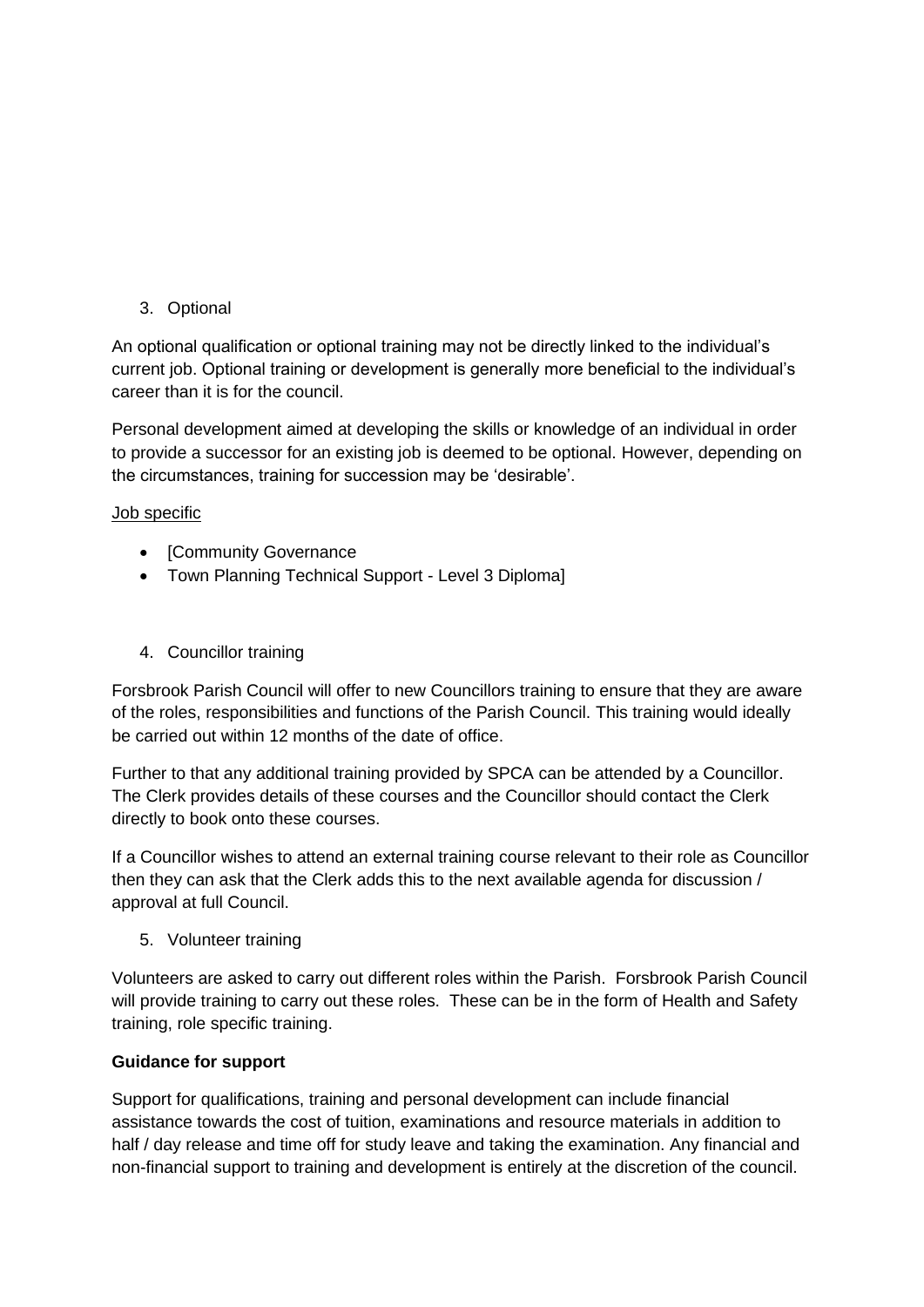3. Optional

An optional qualification or optional training may not be directly linked to the individual's current job. Optional training or development is generally more beneficial to the individual's career than it is for the council.

Personal development aimed at developing the skills or knowledge of an individual in order to provide a successor for an existing job is deemed to be optional. However, depending on the circumstances, training for succession may be 'desirable'.

<u>Job specific</u>

- [Community Governance
- Town Planning Technical Support - Level 3 Diploma]

4. Councillor training

Forsbrook Parish Council will offer to new Councillors training to ensure that they are aware of the roles, responsibilities and functions of the Parish Council. This training would ideally be carried out within 12 months of the date of office.

Further to that any additional training provided by SPCA can be attended by a Councillor. The Clerk provides details of these courses and the Councillor should contact the Clerk directly to book onto these courses.

If a Councillor wishes to attend an external training course relevant to their role as Councillor then they can ask that the Clerk adds this to the next available agenda for discussion / approval at full Council.

5. Volunteer training

Volunteers are asked to carry out different roles within the Parish. Forsbrook Parish Council will provide training to carry out these roles. These can be in the form of Health and Safety training, role specific training.

**Guidance for support**

Support for qualifications, training and personal development can include financial assistance towards the cost of tuition, examinations and resource materials in addition to half / day release and time off for study leave and taking the examination. Any financial and non-financial support to training and development is entirely at the discretion of the council.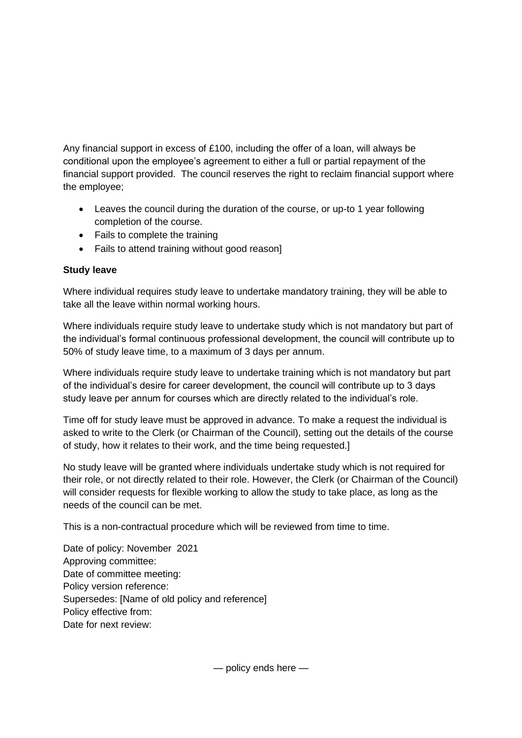Any financial support in excess of £100, including the offer of a loan, will always be conditional upon the employee's agreement to either a full or partial repayment of the financial support provided. The council reserves the right to reclaim financial support where the employee;

- Leaves the council during the duration of the course, or up-to 1 year following completion of the course.
- Fails to complete the training
- Fails to attend training without good reason]

**Study leave**

Where individual requires study leave to undertake mandatory training, they will be able to take all the leave within normal working hours.

Where individuals require study leave to undertake study which is not mandatory but part of the individual's formal continuous professional development, the council will contribute up to 50% of study leave time, to a maximum of 3 days per annum.

Where individuals require study leave to undertake training which is not mandatory but part of the individual's desire for career development, the council will contribute up to 3 days study leave per annum for courses which are directly related to the individual's role.

Time off for study leave must be approved in advance. To make a request the individual is asked to write to the Clerk (or Chairman of the Council), setting out the details of the course of study, how it relates to their work, and the time being requested.]

No study leave will be granted where individuals undertake study which is not required for their role, or not directly related to their role. However, the Clerk (or Chairman of the Council) will consider requests for flexible working to allow the study to take place, as long as the needs of the council can be met.

This is a non-contractual procedure which will be reviewed from time to time.

Date of policy: November 2021
Approving committee:
Date of committee meeting:
Policy version reference:
Supersedes: [Name of old policy and reference]
Policy effective from:
Date for next review:

— policy ends here —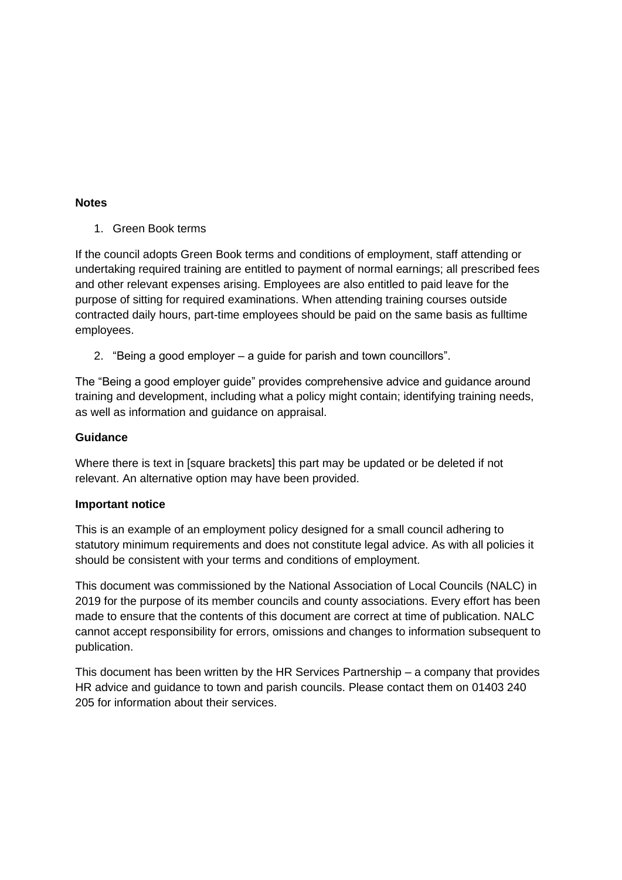**Notes**

1. Green Book terms

If the council adopts Green Book terms and conditions of employment, staff attending or undertaking required training are entitled to payment of normal earnings; all prescribed fees and other relevant expenses arising. Employees are also entitled to paid leave for the purpose of sitting for required examinations. When attending training courses outside contracted daily hours, part-time employees should be paid on the same basis as fulltime employees.

2. "Being a good employer – a guide for parish and town councillors".

The "Being a good employer guide" provides comprehensive advice and guidance around training and development, including what a policy might contain; identifying training needs, as well as information and guidance on appraisal.

**Guidance**

Where there is text in [square brackets] this part may be updated or be deleted if not relevant. An alternative option may have been provided.

**Important notice**

This is an example of an employment policy designed for a small council adhering to statutory minimum requirements and does not constitute legal advice. As with all policies it should be consistent with your terms and conditions of employment.

This document was commissioned by the National Association of Local Councils (NALC) in 2019 for the purpose of its member councils and county associations. Every effort has been made to ensure that the contents of this document are correct at time of publication. NALC cannot accept responsibility for errors, omissions and changes to information subsequent to publication.

This document has been written by the HR Services Partnership – a company that provides HR advice and guidance to town and parish councils. Please contact them on 01403 240 205 for information about their services.